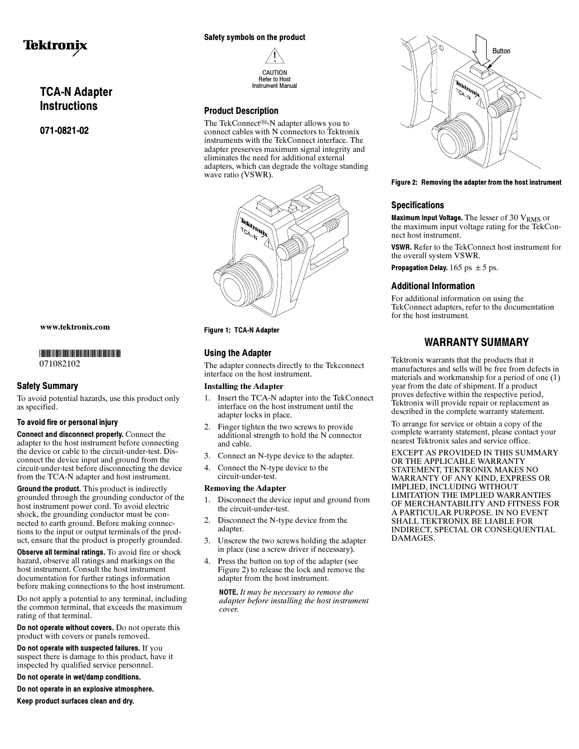Tektronix

# TCA-N Adapter Instructions

## 071-0821-02

www.tektronix.com

071082102

## Safety Summary

To avoid potential hazards, use this product only as specified.

### To avoid fire or personal injury

**Connect and disconnect properly.** Connect the adapter to the host instrument before connecting the device or cable to the circuit-under-test. Disconnect the device input and ground from the circuit-under-test before disconnecting the device from the TCA-N adapter and host instrument.

**Ground the product.** This product is indirectly grounded through the grounding conductor of the host instrument power cord. To avoid electric shock, the grounding conductor must be connected to earth ground. Before making connections to the input or output terminals of the product, ensure that the product is properly grounded.

**Observe all terminal ratings.** To avoid fire or shock hazard, observe all ratings and markings on the host instrument. Consult the host instrument documentation for further ratings information before making connections to the host instrument.

Do not apply a potential to any terminal, including the common terminal, that exceeds the maximum rating of that terminal.

**Do not operate without covers.** Do not operate this product with covers or panels removed.

**Do not operate with suspected failures.** If you suspect there is damage to this product, have it inspected by qualified service personnel.

**Do not operate in wet/damp conditions.**

**Do not operate in an explosive atmosphere.**

**Keep product surfaces clean and dry.**

### Safety symbols on the product

CAUTION
Refer to Host
Instrument Manual

## Product Description

The TekConnect™-N adapter allows you to connect cables with N connectors to Tektronix instruments with the TekConnect interface. The adapter preserves maximum signal integrity and eliminates the need for additional external adapters, which can degrade the voltage standing wave ratio (VSWR).

Figure 1: TCA-N Adapter

## Using the Adapter

The adapter connects directly to the Tekconnect interface on the host instrument.

### Installing the Adapter

1. Insert the TCA-N adapter into the TekConnect interface on the host instrument until the adapter locks in place.
2. Finger tighten the two screws to provide additional strength to hold the N connector and cable.
3. Connect an N-type device to the adapter.
4. Connect the N-type device to the circuit-under-test.

### Removing the Adapter

1. Disconnect the device input and ground from the circuit-under-test.
2. Disconnect the N-type device from the adapter.
3. Unscrew the two screws holding the adapter in place (use a screw driver if necessary).
4. Press the button on top of the adapter (see Figure 2) to release the lock and remove the adapter from the host instrument.

**NOTE.** *It may be necessary to remove the adapter before installing the host instrument cover.*

Button

Figure 2: Removing the adapter from the host instrument

## Specifications

**Maximum Input Voltage.** The lesser of 30 $V_{RMS}$ or the maximum input voltage rating for the TekConnect host instrument.

**VSWR.** Refer to the TekConnect host instrument for the overall system VSWR.

**Propagation Delay.** 165 ps $\pm$5 ps.

## Additional Information

For additional information on using the TekConnect adapters, refer to the documentation for the host instrument.

## WARRANTY SUMMARY

Tektronix warrants that the products that it manufactures and sells will be free from defects in materials and workmanship for a period of one (1) year from the date of shipment. If a product proves defective within the respective period, Tektronix will provide repair or replacement as described in the complete warranty statement.

To arrange for service or obtain a copy of the complete warranty statement, please contact your nearest Tektronix sales and service office.

EXCEPT AS PROVIDED IN THIS SUMMARY OR THE APPLICABLE WARRANTY STATEMENT, TEKTRONIX MAKES NO WARRANTY OF ANY KIND, EXPRESS OR IMPLIED, INCLUDING WITHOUT LIMITATION THE IMPLIED WARRANTIES OF MERCHANTABILITY AND FITNESS FOR A PARTICULAR PURPOSE. IN NO EVENT SHALL TEKTRONIX BE LIABLE FOR INDIRECT, SPECIAL OR CONSEQUENTIAL DAMAGES.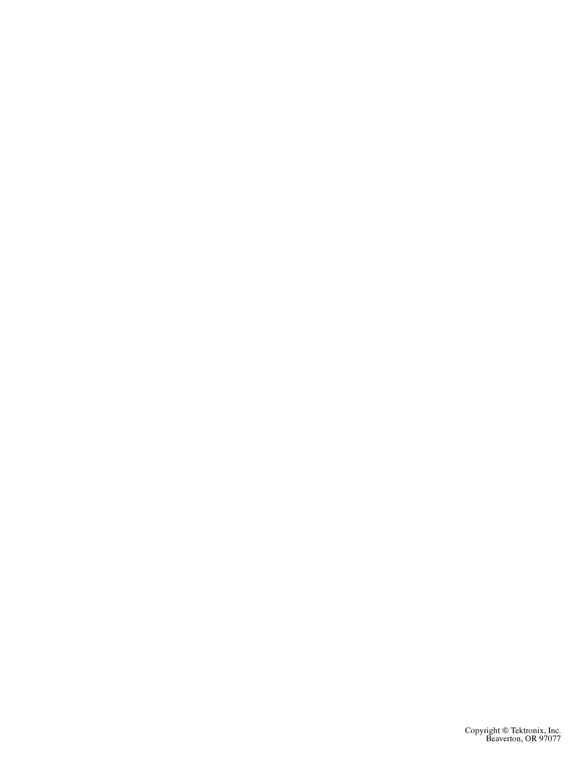Copyright © Tektronix, Inc.
Beaverton, OR 97077